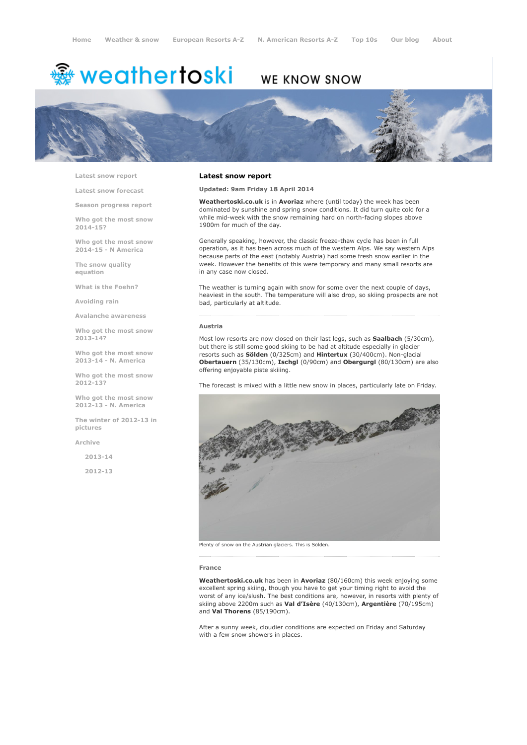Home | Weather & snow | European Resorts A-Z | N. American Resorts A-Z | Top 10s | Our blog | About

weathertoski WE KNOW SNOW

- Latest snow report
- Latest snow forecast
- Season progress report
- Who got the most snow 2014-15?
- Who got the most snow 2014-15 - N America
- The snow quality equation
- What is the Foehn?
- Avoiding rain
- Avalanche awareness
- Who got the most snow 2013-14?
- Who got the most snow 2013-14 - N. America
- Who got the most snow 2012-13?
- Who got the most snow 2012-13 - N. America
- The winter of 2012-13 in pictures
- Archive
  - 2013-14
  - 2012-13

# Latest snow report

**Updated: 9am Friday 18 April 2014**

**Weathertoski.co.uk** is in **Avoriaz** where (until today) the week has been dominated by sunshine and spring snow conditions. It did turn quite cold for a while mid-week with the snow remaining hard on north-facing slopes above 1900m for much of the day.

Generally speaking, however, the classic freeze-thaw cycle has been in full operation, as it has been across much of the western Alps. We say western Alps because parts of the east (notably Austria) had some fresh snow earlier in the week. However the benefits of this were temporary and many small resorts are in any case now closed.

The weather is turning again with snow for some over the next couple of days, heaviest in the south. The temperature will also drop, so skiing prospects are not bad, particularly at altitude.

## Austria

Most low resorts are now closed on their last legs, such as **Saalbach** (5/30cm), but there is still some good skiing to be had at altitude especially in glacier resorts such as **Sölden** (0/325cm) and **Hintertux** (30/400cm). Non-glacial **Obertauern** (35/130cm), **Ischgl** (0/90cm) and **Obergurgl** (80/130cm) are also offering enjoyable piste skiing.

The forecast is mixed with a little new snow in places, particularly late on Friday.

Plenty of snow on the Austrian glaciers. This is Sölden.

## France

**Weathertoski.co.uk** has been in **Avoriaz** (80/160cm) this week enjoying some excellent spring skiing, though you have to get your timing right to avoid the worst of any ice/slush. The best conditions are, however, in resorts with plenty of skiing above 2200m such as **Val d'Isère** (40/130cm), **Argentière** (70/195cm) and **Val Thorens** (85/190cm).

After a sunny week, cloudier conditions are expected on Friday and Saturday with a few snow showers in places.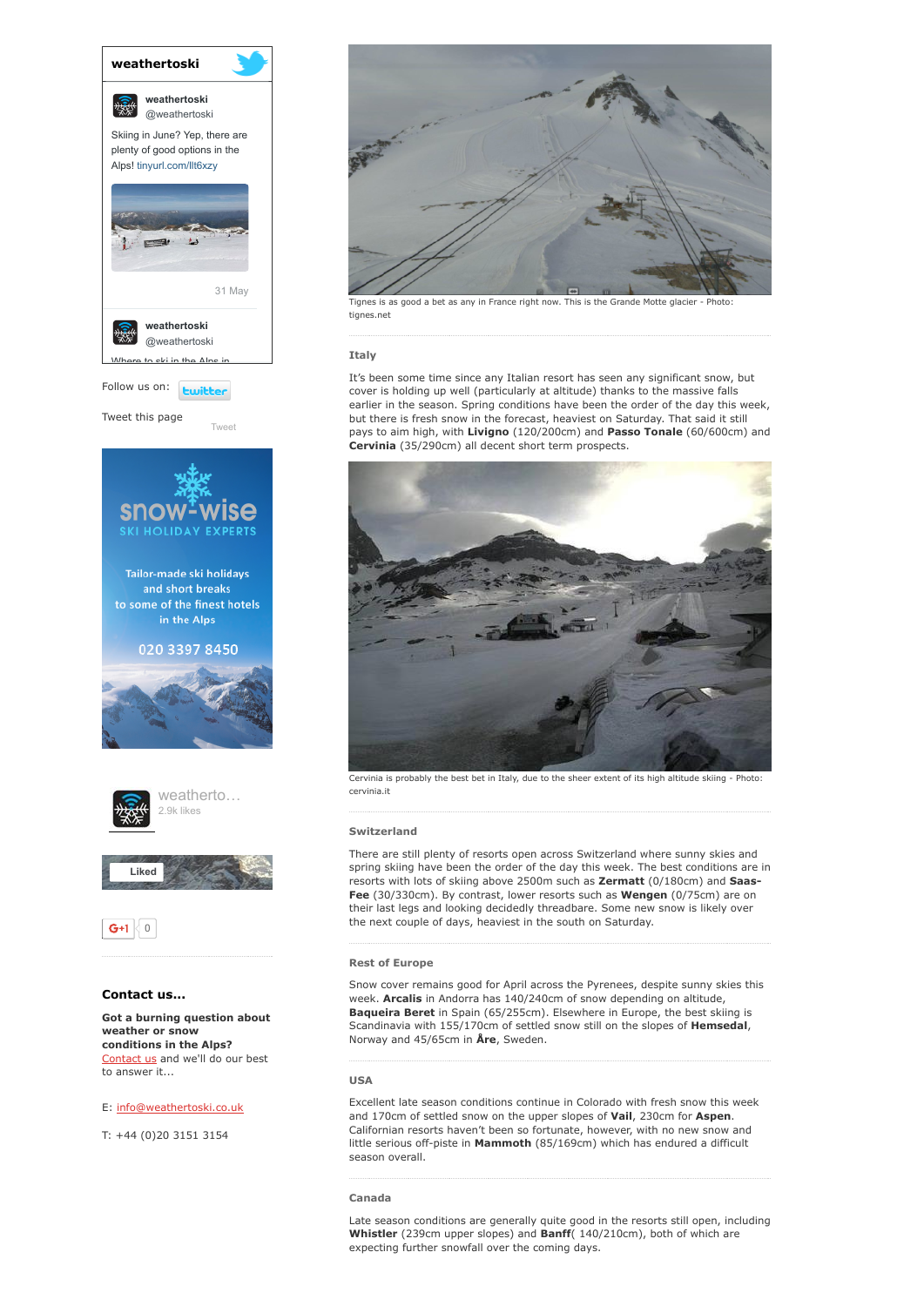weathertoski

weathertoski
@weathertoski

Skiing in June? Yep, there are plenty of good options in the Alps! tinyurl.com/llt6xzy

31 May

weathertoski
@weathertoski

Where to ski in the Alps in

Follow us on:

Tweet this page

Tweet

snow-wise
SKI HOLIDAY EXPERTS

Tailor-made ski holidays and short breaks to some of the finest hotels in the Alps

020 3397 8450

weatherto...
2.9k likes

Liked

G+1 0

**Contact us...**

**Got a burning question about weather or snow conditions in the Alps?**
Contact us and we'll do our best to answer it...

E: info@weathertoski.co.uk

T: +44 (0)20 3151 3154

Tignes is as good a bet as any in France right now. This is the Grande Motte glacier - Photo: tignes.net

### Italy

It's been some time since any Italian resort has seen any significant snow, but cover is holding up well (particularly at altitude) thanks to the massive falls earlier in the season. Spring conditions have been the order of the day this week, but there is fresh snow in the forecast, heaviest on Saturday. That said it still pays to aim high, with **Livigno** (120/200cm) and **Passo Tonale** (60/600cm) and **Cervinia** (35/290cm) all decent short term prospects.

Cervinia is probably the best bet in Italy, due to the sheer extent of its high altitude skiing - Photo: cervinia.it

### Switzerland

There are still plenty of resorts open across Switzerland where sunny skies and spring skiing have been the order of the day this week. The best conditions are in resorts with lots of skiing above 2500m such as **Zermatt** (0/180cm) and **Saas-Fee** (30/330cm). By contrast, lower resorts such as **Wengen** (0/75cm) are on their last legs and looking decidedly threadbare. Some new snow is likely over the next couple of days, heaviest in the south on Saturday.

### Rest of Europe

Snow cover remains good for April across the Pyrenees, despite sunny skies this week. **Arcalis** in Andorra has 140/240cm of snow depending on altitude, **Baqueira Beret** in Spain (65/255cm). Elsewhere in Europe, the best skiing is Scandinavia with 155/170cm of settled snow still on the slopes of **Hemsedal**, Norway and 45/65cm in **Åre**, Sweden.

### USA

Excellent late season conditions continue in Colorado with fresh snow this week and 170cm of settled snow on the upper slopes of **Vail**, 230cm for **Aspen**. Californian resorts haven't been so fortunate, however, with no new snow and little serious off-piste in **Mammoth** (85/169cm) which has endured a difficult season overall.

### Canada

Late season conditions are generally quite good in the resorts still open, including **Whistler** (239cm upper slopes) and **Banff**( 140/210cm), both of which are expecting further snowfall over the coming days.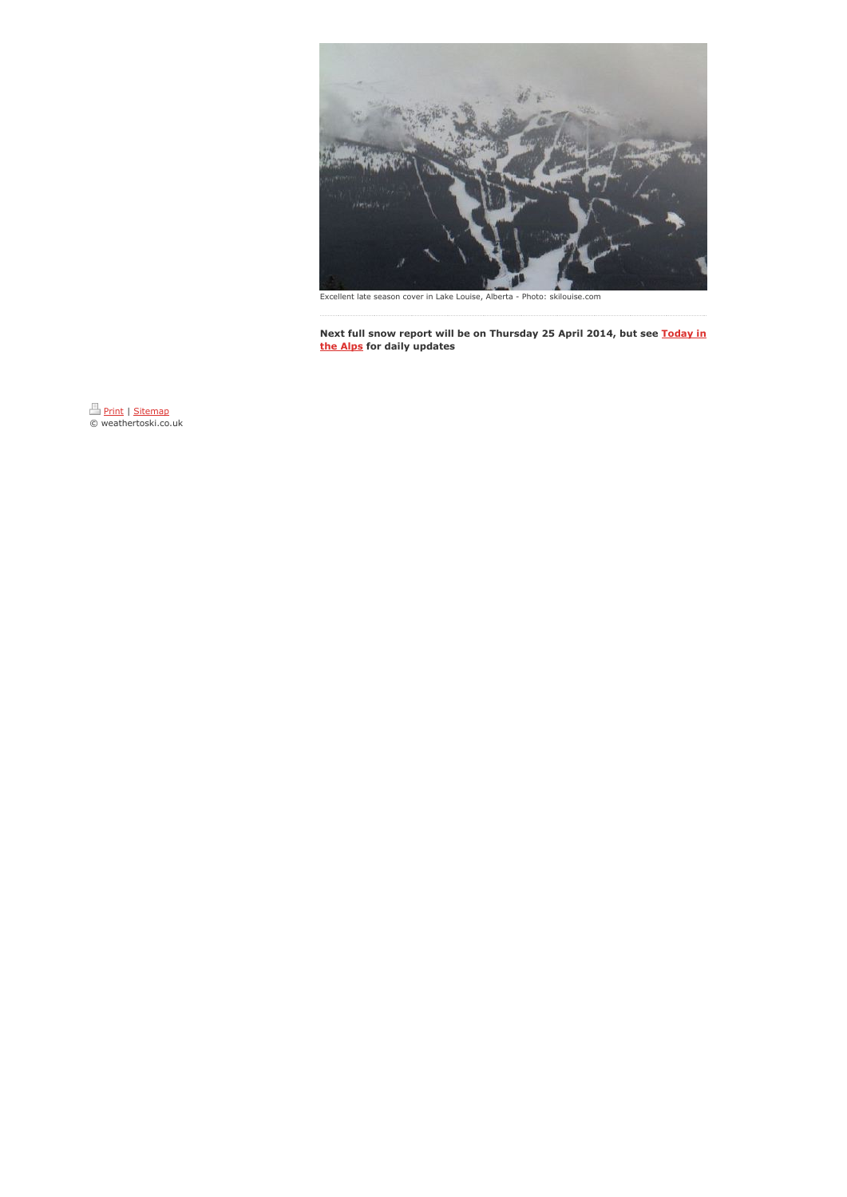Excellent late season cover in Lake Louise, Alberta - Photo: skilouise.com

**Next full snow report will be on Thursday 25 April 2014, but see [Today in the Alps](#) for daily updates**

Print | Sitemap
© weathertoski.co.uk